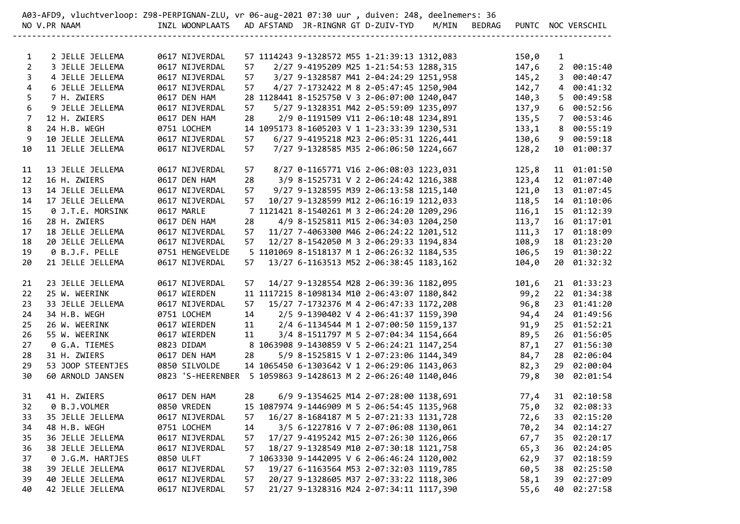A03-AFD9, vluchtverloop: Z98-PERPIGNAN-ZLU, vr 06-aug-2021 07:30 uur , duiven: 248, deelnemers: 36

| NO | V.PR | NAAM | INZL | WOONPLAATS | AD | AFSTAND | JR-RINGNR | GT | D-ZUIV-TYD | M/MIN | BEDRAG | PUNTC | NOC | VERSCHIL |
|---|---|---|---|---|---|---|---|---|---|---|---|---|---|---|
| 1 | 2 | JELLE JELLEMA | 0617 | NIJVERDAL | 57 | 1114243 | 9-1328572 | M55 | 1-21:39:13 | 1312,083 | | 150,0 | 1 | |
| 2 | 3 | JELLE JELLEMA | 0617 | NIJVERDAL | 57 | 2/27 | 9-4195209 | M25 | 1-21:54:53 | 1288,315 | | 147,6 | 2 | 00:15:40 |
| 3 | 4 | JELLE JELLEMA | 0617 | NIJVERDAL | 57 | 3/27 | 9-1328587 | M41 | 2-04:24:29 | 1251,958 | | 145,2 | 3 | 00:40:47 |
| 4 | 6 | JELLE JELLEMA | 0617 | NIJVERDAL | 57 | 4/27 | 7-1732422 | M 8 | 2-05:47:45 | 1250,904 | | 142,7 | 4 | 00:41:32 |
| 5 | 7 | H. ZWIERS | 0617 | DEN HAM | 28 | 1128441 | 8-1525750 | V 3 | 2-06:07:00 | 1240,047 | | 140,3 | 5 | 00:49:58 |
| 6 | 9 | JELLE JELLEMA | 0617 | NIJVERDAL | 57 | 5/27 | 9-1328351 | M42 | 2-05:59:09 | 1235,097 | | 137,9 | 6 | 00:52:56 |
| 7 | 12 | H. ZWIERS | 0617 | DEN HAM | 28 | 2/9 | 0-1191509 | V11 | 2-06:10:48 | 1234,891 | | 135,5 | 7 | 00:53:46 |
| 8 | 24 | H.B. WEGH | 0751 | LOCHEM | 14 | 1095173 | 8-1605203 | V 1 | 1-23:33:39 | 1230,531 | | 133,1 | 8 | 00:55:19 |
| 9 | 10 | JELLE JELLEMA | 0617 | NIJVERDAL | 57 | 6/27 | 9-4195218 | M23 | 2-06:05:31 | 1226,441 | | 130,6 | 9 | 00:59:18 |
| 10 | 11 | JELLE JELLEMA | 0617 | NIJVERDAL | 57 | 7/27 | 9-1328585 | M35 | 2-06:06:50 | 1224,667 | | 128,2 | 10 | 01:00:37 |
| 11 | 13 | JELLE JELLEMA | 0617 | NIJVERDAL | 57 | 8/27 | 0-1165771 | V16 | 2-06:08:03 | 1223,031 | | 125,8 | 11 | 01:01:50 |
| 12 | 16 | H. ZWIERS | 0617 | DEN HAM | 28 | 3/9 | 8-1525731 | V 2 | 2-06:24:42 | 1216,388 | | 123,4 | 12 | 01:07:40 |
| 13 | 14 | JELLE JELLEMA | 0617 | NIJVERDAL | 57 | 9/27 | 9-1328595 | M39 | 2-06:13:58 | 1215,140 | | 121,0 | 13 | 01:07:45 |
| 14 | 17 | JELLE JELLEMA | 0617 | NIJVERDAL | 57 | 10/27 | 9-1328599 | M12 | 2-06:16:19 | 1212,033 | | 118,5 | 14 | 01:10:06 |
| 15 | 0 | J.T.E. MORSINK | 0617 | MARLE | 7 | 1121421 | 8-1540261 | M 3 | 2-06:24:20 | 1209,296 | | 116,1 | 15 | 01:12:39 |
| 16 | 28 | H. ZWIERS | 0617 | DEN HAM | 28 | 4/9 | 8-1525811 | M15 | 2-06:34:03 | 1204,250 | | 113,7 | 16 | 01:17:01 |
| 17 | 18 | JELLE JELLEMA | 0617 | NIJVERDAL | 57 | 11/27 | 7-4063300 | M46 | 2-06:24:22 | 1201,512 | | 111,3 | 17 | 01:18:09 |
| 18 | 20 | JELLE JELLEMA | 0617 | NIJVERDAL | 57 | 12/27 | 8-1542050 | M 3 | 2-06:29:33 | 1194,834 | | 108,9 | 18 | 01:23:20 |
| 19 | 0 | B.J.F. PELLE | 0751 | HENGEVELDE | 5 | 1101069 | 8-1518137 | M 1 | 2-06:26:32 | 1184,535 | | 106,5 | 19 | 01:30:22 |
| 20 | 21 | JELLE JELLEMA | 0617 | NIJVERDAL | 57 | 13/27 | 6-1163513 | M52 | 2-06:38:45 | 1183,162 | | 104,0 | 20 | 01:32:32 |
| 21 | 23 | JELLE JELLEMA | 0617 | NIJVERDAL | 57 | 14/27 | 9-1328554 | M28 | 2-06:39:36 | 1182,095 | | 101,6 | 21 | 01:33:23 |
| 22 | 25 | W. WEERINK | 0617 | WIERDEN | 11 | 1117215 | 8-1098134 | M10 | 2-06:43:07 | 1180,842 | | 99,2 | 22 | 01:34:38 |
| 23 | 33 | JELLE JELLEMA | 0617 | NIJVERDAL | 57 | 15/27 | 7-1732376 | M 4 | 2-06:47:33 | 1172,208 | | 96,8 | 23 | 01:41:20 |
| 24 | 34 | H.B. WEGH | 0751 | LOCHEM | 14 | 2/5 | 9-1390402 | V 4 | 2-06:41:37 | 1159,390 | | 94,4 | 24 | 01:49:56 |
| 25 | 26 | W. WEERINK | 0617 | WIERDEN | 11 | 2/4 | 6-1134544 | M 1 | 2-07:00:50 | 1159,137 | | 91,9 | 25 | 01:52:21 |
| 26 | 55 | W. WEERINK | 0617 | WIERDEN | 11 | 3/4 | 8-1511797 | M 5 | 2-07:04:34 | 1154,664 | | 89,5 | 26 | 01:56:05 |
| 27 | 0 | G.A. TIEMES | 0823 | DIDAM | 8 | 1063908 | 9-1430859 | V 5 | 2-06:24:21 | 1147,254 | | 87,1 | 27 | 01:56:30 |
| 28 | 31 | H. ZWIERS | 0617 | DEN HAM | 28 | 5/9 | 8-1525815 | V 1 | 2-07:23:06 | 1144,349 | | 84,7 | 28 | 02:06:04 |
| 29 | 53 | JOOP STEENTJES | 0850 | SILVOLDE | 14 | 1065450 | 6-1303642 | V 1 | 2-06:29:06 | 1143,063 | | 82,3 | 29 | 02:00:04 |
| 30 | 60 | ARNOLD JANSEN | 0823 | 'S-HEERENBER | 5 | 1059863 | 9-1428613 | M 2 | 2-06:26:40 | 1140,046 | | 79,8 | 30 | 02:01:54 |
| 31 | 41 | H. ZWIERS | 0617 | DEN HAM | 28 | 6/9 | 9-1354625 | M14 | 2-07:28:00 | 1138,691 | | 77,4 | 31 | 02:10:58 |
| 32 | 0 | B.J.VOLMER | 0850 | VREDEN | 15 | 1087974 | 9-1446909 | M 5 | 2-06:54:45 | 1135,968 | | 75,0 | 32 | 02:08:33 |
| 33 | 35 | JELLE JELLEMA | 0617 | NIJVERDAL | 57 | 16/27 | 8-1684187 | M 5 | 2-07:21:33 | 1131,728 | | 72,6 | 33 | 02:15:20 |
| 34 | 48 | H.B. WEGH | 0751 | LOCHEM | 14 | 3/5 | 6-1227816 | V 7 | 2-07:06:08 | 1130,061 | | 70,2 | 34 | 02:14:27 |
| 35 | 36 | JELLE JELLEMA | 0617 | NIJVERDAL | 57 | 17/27 | 9-4195242 | M15 | 2-07:26:30 | 1126,066 | | 67,7 | 35 | 02:20:17 |
| 36 | 38 | JELLE JELLEMA | 0617 | NIJVERDAL | 57 | 18/27 | 9-1328549 | M10 | 2-07:30:18 | 1121,758 | | 65,3 | 36 | 02:24:05 |
| 37 | 0 | J.G.M. HARTJES | 0850 | ULFT | 7 | 1063330 | 9-1442095 | V 6 | 2-06:46:22 | 1120,002 | | 62,9 | 37 | 02:18:59 |
| 38 | 39 | JELLE JELLEMA | 0617 | NIJVERDAL | 57 | 19/27 | 6-1163564 | M53 | 2-07:32:03 | 1119,785 | | 60,5 | 38 | 02:25:50 |
| 39 | 40 | JELLE JELLEMA | 0617 | NIJVERDAL | 57 | 20/27 | 9-1328605 | M37 | 2-07:33:22 | 1118,306 | | 58,1 | 39 | 02:27:09 |
| 40 | 42 | JELLE JELLEMA | 0617 | NIJVERDAL | 57 | 21/27 | 9-1328316 | M24 | 2-07:34:11 | 1117,390 | | 55,6 | 40 | 02:27:58 |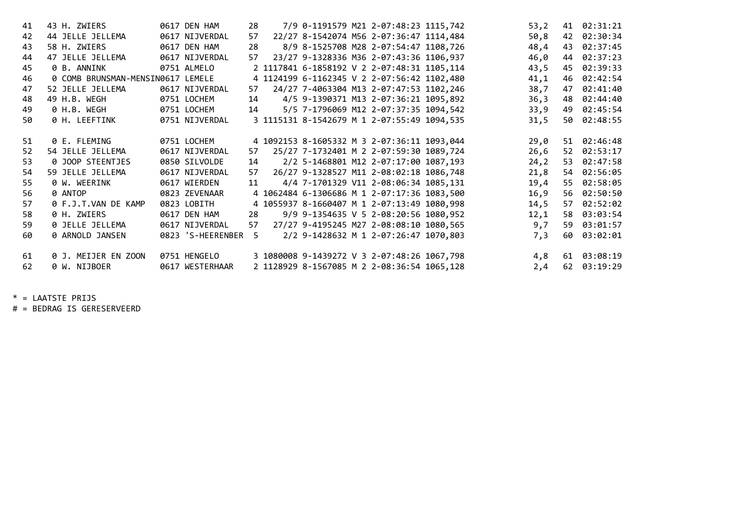| | | | | | | | | | | | | | |
|---|---|---|---|---|---|---|---|---|---|---|---|---|---|
| 41 | 43 | H. ZWIERS | 0617 | DEN HAM | 28 | 7/9 | 0-1191579 | M21 | 2-07:48:23 | 1115,742 | 53,2 | 41 | 02:31:21 |
| 42 | 44 | JELLE JELLEMA | 0617 | NIJVERDAL | 57 | 22/27 | 8-1542074 | M56 | 2-07:36:47 | 1114,484 | 50,8 | 42 | 02:30:34 |
| 43 | 58 | H. ZWIERS | 0617 | DEN HAM | 28 | 8/9 | 8-1525708 | M28 | 2-07:54:47 | 1108,726 | 48,4 | 43 | 02:37:45 |
| 44 | 47 | JELLE JELLEMA | 0617 | NIJVERDAL | 57 | 23/27 | 9-1328336 | M36 | 2-07:43:36 | 1106,937 | 46,0 | 44 | 02:37:23 |
| 45 | 0 | B. ANNINK | 0751 | ALMELO | 2 | 1117841 | 6-1858192 | V 2 | 2-07:48:31 | 1105,114 | 43,5 | 45 | 02:39:33 |
| 46 | 0 | COMB BRUNSMAN-MENSIN | 0617 | LEMELE | 4 | 1124199 | 6-1162345 | V 2 | 2-07:56:42 | 1102,480 | 41,1 | 46 | 02:42:54 |
| 47 | 52 | JELLE JELLEMA | 0617 | NIJVERDAL | 57 | 24/27 | 7-4063304 | M13 | 2-07:47:53 | 1102,246 | 38,7 | 47 | 02:41:40 |
| 48 | 49 | H.B. WEGH | 0751 | LOCHEM | 14 | 4/5 | 9-1390371 | M13 | 2-07:36:21 | 1095,892 | 36,3 | 48 | 02:44:40 |
| 49 | 0 | H.B. WEGH | 0751 | LOCHEM | 14 | 5/5 | 7-1796069 | M12 | 2-07:37:35 | 1094,542 | 33,9 | 49 | 02:45:54 |
| 50 | 0 | H. LEEFTINK | 0751 | NIJVERDAL | 3 | 1115131 | 8-1542679 | M 1 | 2-07:55:49 | 1094,535 | 31,5 | 50 | 02:48:55 |
| 51 | 0 | E. FLEMING | 0751 | LOCHEM | 4 | 1092153 | 8-1605332 | M 3 | 2-07:36:11 | 1093,044 | 29,0 | 51 | 02:46:48 |
| 52 | 54 | JELLE JELLEMA | 0617 | NIJVERDAL | 57 | 25/27 | 7-1732401 | M 2 | 2-07:59:30 | 1089,724 | 26,6 | 52 | 02:53:17 |
| 53 | 0 | JOOP STEENTJES | 0850 | SILVOLDE | 14 | 2/2 | 5-1468801 | M12 | 2-07:17:00 | 1087,193 | 24,2 | 53 | 02:47:58 |
| 54 | 59 | JELLE JELLEMA | 0617 | NIJVERDAL | 57 | 26/27 | 9-1328527 | M11 | 2-08:02:18 | 1086,748 | 21,8 | 54 | 02:56:05 |
| 55 | 0 | W. WEERINK | 0617 | WIERDEN | 11 | 4/4 | 7-1701329 | V11 | 2-08:06:34 | 1085,131 | 19,4 | 55 | 02:58:05 |
| 56 | 0 | ANTOP | 0823 | ZEVENAAR | 4 | 1062484 | 6-1306686 | M 1 | 2-07:17:36 | 1083,500 | 16,9 | 56 | 02:50:50 |
| 57 | 0 | F.J.T.VAN DE KAMP | 0823 | LOBITH | 4 | 1055937 | 8-1660407 | M 1 | 2-07:13:49 | 1080,998 | 14,5 | 57 | 02:52:02 |
| 58 | 0 | H. ZWIERS | 0617 | DEN HAM | 28 | 9/9 | 9-1354635 | V 5 | 2-08:20:56 | 1080,952 | 12,1 | 58 | 03:03:54 |
| 59 | 0 | JELLE JELLEMA | 0617 | NIJVERDAL | 57 | 27/27 | 9-4195245 | M27 | 2-08:08:10 | 1080,565 | 9,7 | 59 | 03:01:57 |
| 60 | 0 | ARNOLD JANSEN | 0823 | 'S-HEERENBER | 5 | 2/2 | 9-1428632 | M 1 | 2-07:26:47 | 1070,803 | 7,3 | 60 | 03:02:01 |
| 61 | 0 | J. MEIJER EN ZOON | 0751 | HENGELO | 3 | 1080008 | 9-1439272 | V 3 | 2-07:48:26 | 1067,798 | 4,8 | 61 | 03:08:19 |
| 62 | 0 | W. NIJBOER | 0617 | WESTERHAAR | 2 | 1128929 | 8-1567085 | M 2 | 2-08:36:54 | 1065,128 | 2,4 | 62 | 03:19:29 |

* = LAATSTE PRIJS
# = BEDRAG IS GERESERVEERD